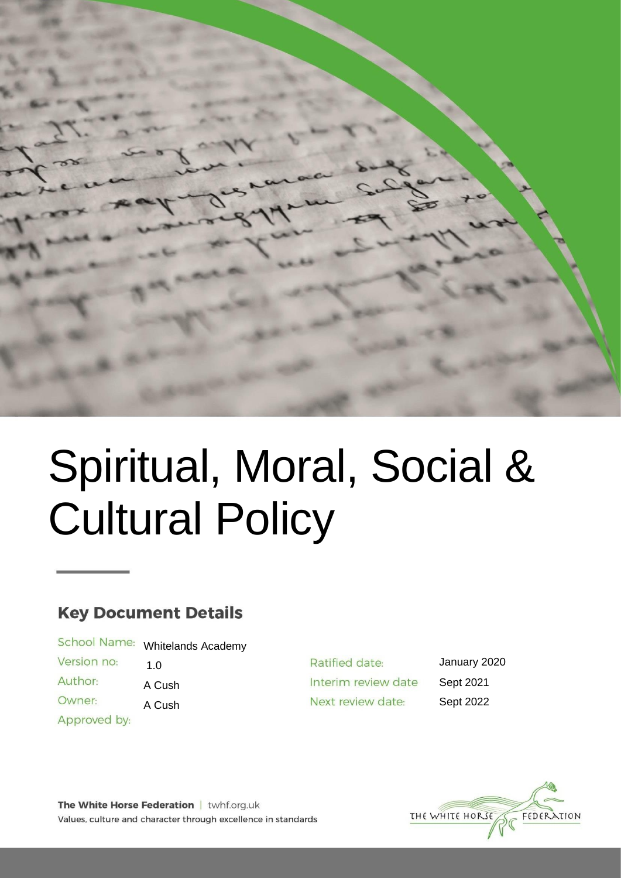# Spiritual, Moral, Social & Cultural Policy

## Key Document Details

| | | | |
|---|---|---|---|
| School Name: | Whitelands Academy | | |
| Version no: | 1.0 | Ratified date: | January 2020 |
| Author: | A Cush | Interim review date | Sept 2021 |
| Owner: | A Cush | Next review date: | Sept 2022 |
| Approved by: | | | |

**The White Horse Federation** | twhf.org.uk

Values, culture and character through excellence in standards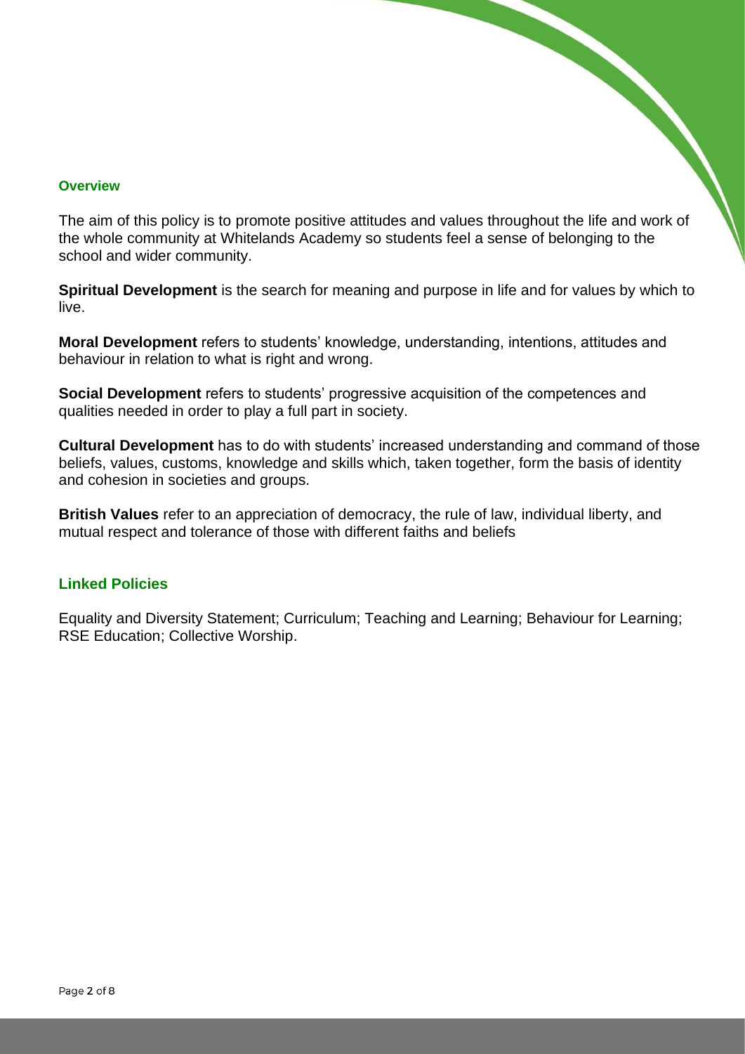## Overview

The aim of this policy is to promote positive attitudes and values throughout the life and work of the whole community at Whitelands Academy so students feel a sense of belonging to the school and wider community.

**Spiritual Development** is the search for meaning and purpose in life and for values by which to live.

**Moral Development** refers to students' knowledge, understanding, intentions, attitudes and behaviour in relation to what is right and wrong.

**Social Development** refers to students' progressive acquisition of the competences and qualities needed in order to play a full part in society.

**Cultural Development** has to do with students' increased understanding and command of those beliefs, values, customs, knowledge and skills which, taken together, form the basis of identity and cohesion in societies and groups.

**British Values** refer to an appreciation of democracy, the rule of law, individual liberty, and mutual respect and tolerance of those with different faiths and beliefs

## Linked Policies

Equality and Diversity Statement; Curriculum; Teaching and Learning; Behaviour for Learning; RSE Education; Collective Worship.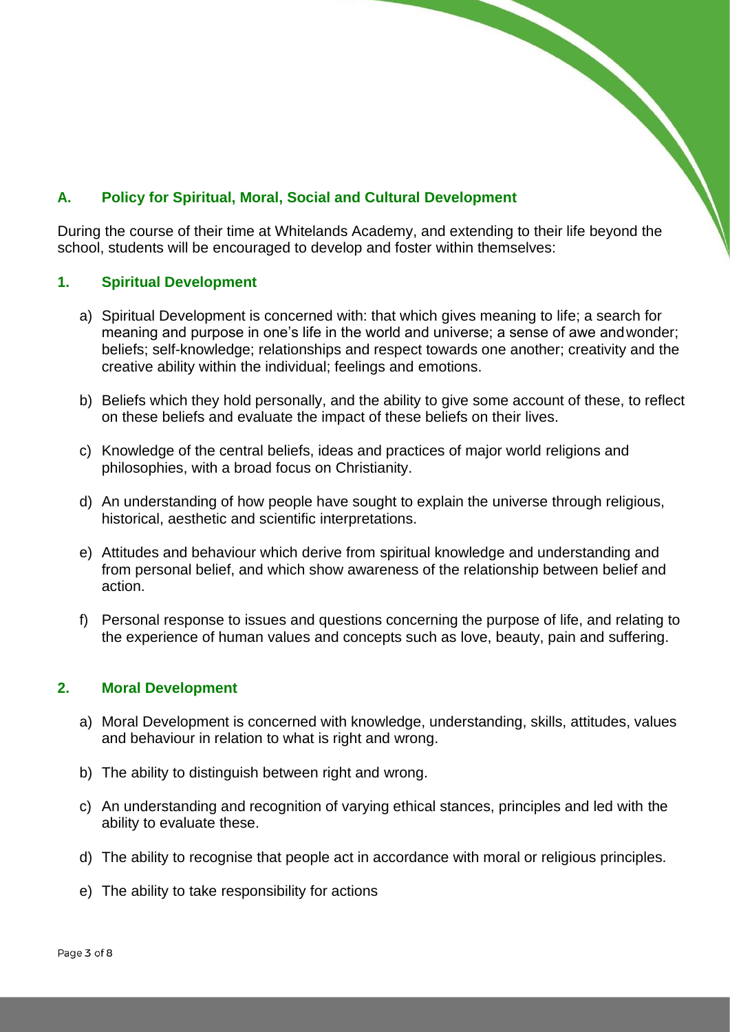## A. Policy for Spiritual, Moral, Social and Cultural Development

During the course of their time at Whitelands Academy, and extending to their life beyond the school, students will be encouraged to develop and foster within themselves:

### 1. Spiritual Development

a) Spiritual Development is concerned with: that which gives meaning to life; a search for meaning and purpose in one's life in the world and universe; a sense of awe and wonder; beliefs; self-knowledge; relationships and respect towards one another; creativity and the creative ability within the individual; feelings and emotions.

b) Beliefs which they hold personally, and the ability to give some account of these, to reflect on these beliefs and evaluate the impact of these beliefs on their lives.

c) Knowledge of the central beliefs, ideas and practices of major world religions and philosophies, with a broad focus on Christianity.

d) An understanding of how people have sought to explain the universe through religious, historical, aesthetic and scientific interpretations.

e) Attitudes and behaviour which derive from spiritual knowledge and understanding and from personal belief, and which show awareness of the relationship between belief and action.

f) Personal response to issues and questions concerning the purpose of life, and relating to the experience of human values and concepts such as love, beauty, pain and suffering.

### 2. Moral Development

a) Moral Development is concerned with knowledge, understanding, skills, attitudes, values and behaviour in relation to what is right and wrong.

b) The ability to distinguish between right and wrong.

c) An understanding and recognition of varying ethical stances, principles and led with the ability to evaluate these.

d) The ability to recognise that people act in accordance with moral or religious principles.

e) The ability to take responsibility for actions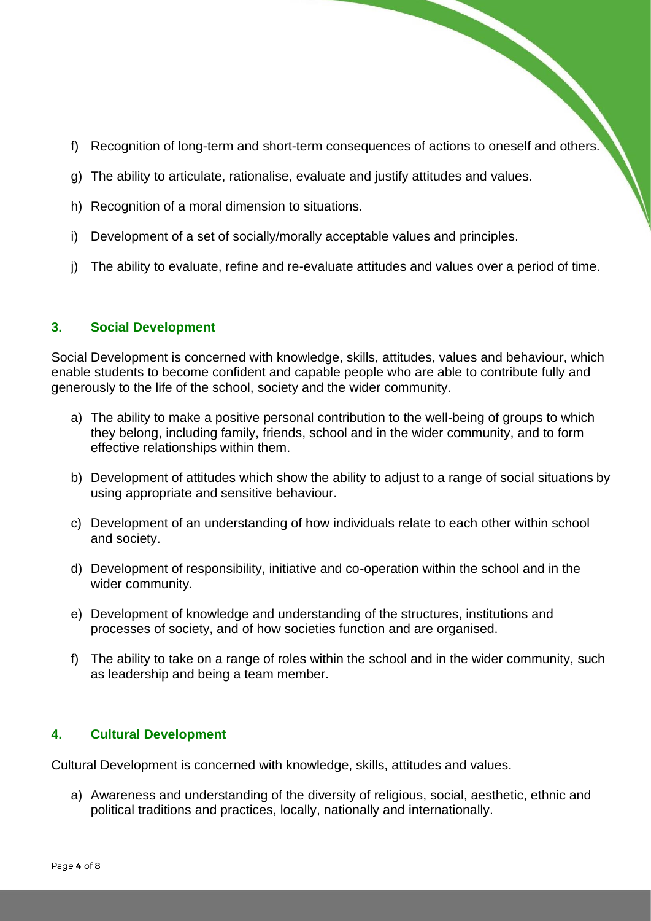f) Recognition of long-term and short-term consequences of actions to oneself and others.

g) The ability to articulate, rationalise, evaluate and justify attitudes and values.

h) Recognition of a moral dimension to situations.

i) Development of a set of socially/morally acceptable values and principles.

j) The ability to evaluate, refine and re-evaluate attitudes and values over a period of time.

### 3. Social Development

Social Development is concerned with knowledge, skills, attitudes, values and behaviour, which enable students to become confident and capable people who are able to contribute fully and generously to the life of the school, society and the wider community.

a) The ability to make a positive personal contribution to the well-being of groups to which they belong, including family, friends, school and in the wider community, and to form effective relationships within them.

b) Development of attitudes which show the ability to adjust to a range of social situations by using appropriate and sensitive behaviour.

c) Development of an understanding of how individuals relate to each other within school and society.

d) Development of responsibility, initiative and co-operation within the school and in the wider community.

e) Development of knowledge and understanding of the structures, institutions and processes of society, and of how societies function and are organised.

f) The ability to take on a range of roles within the school and in the wider community, such as leadership and being a team member.

### 4. Cultural Development

Cultural Development is concerned with knowledge, skills, attitudes and values.

a) Awareness and understanding of the diversity of religious, social, aesthetic, ethnic and political traditions and practices, locally, nationally and internationally.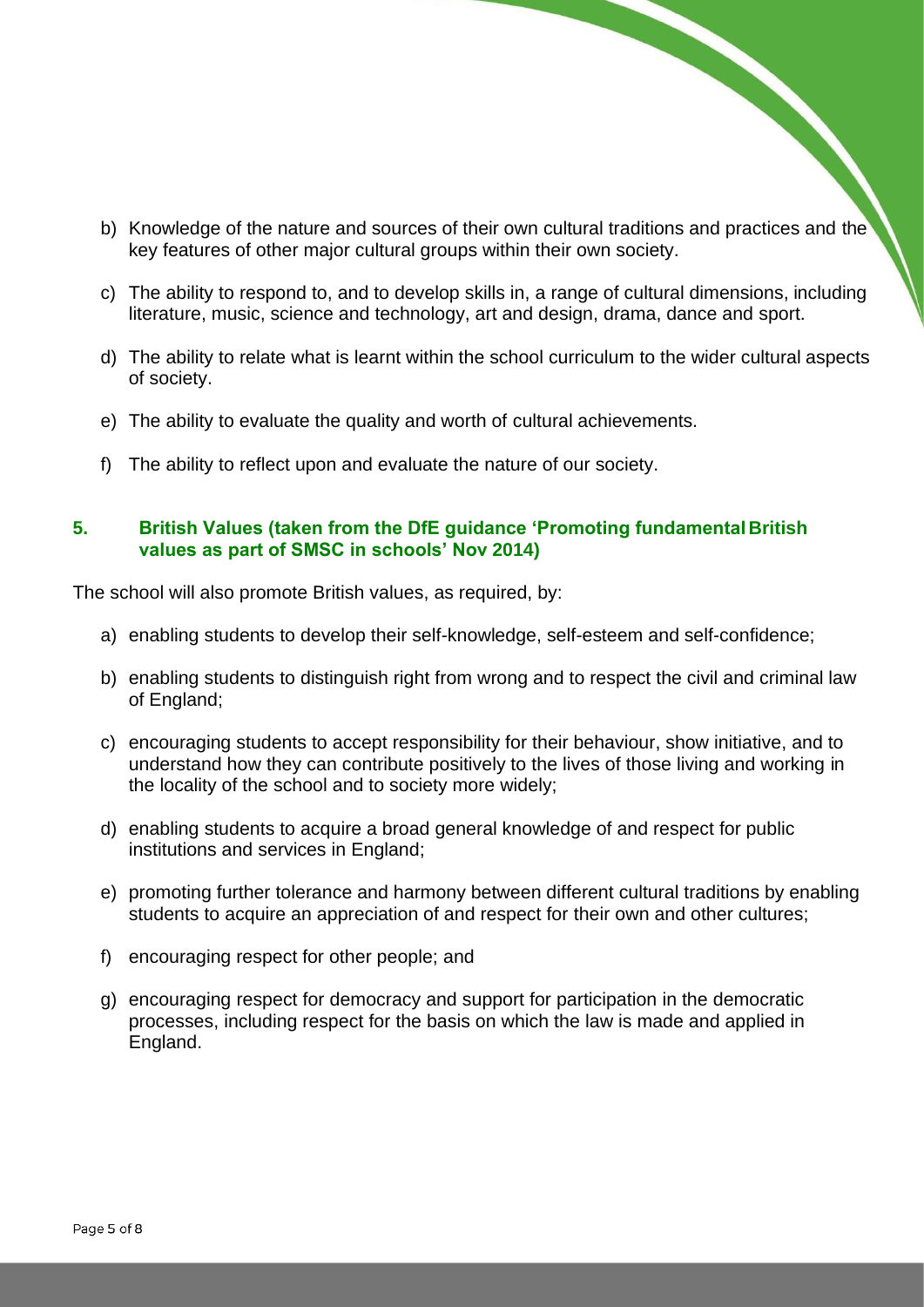b) Knowledge of the nature and sources of their own cultural traditions and practices and the key features of other major cultural groups within their own society.

c) The ability to respond to, and to develop skills in, a range of cultural dimensions, including literature, music, science and technology, art and design, drama, dance and sport.

d) The ability to relate what is learnt within the school curriculum to the wider cultural aspects of society.

e) The ability to evaluate the quality and worth of cultural achievements.

f) The ability to reflect upon and evaluate the nature of our society.

## 5. British Values (taken from the DfE guidance 'Promoting fundamental British values as part of SMSC in schools' Nov 2014)

The school will also promote British values, as required, by:

a) enabling students to develop their self-knowledge, self-esteem and self-confidence;

b) enabling students to distinguish right from wrong and to respect the civil and criminal law of England;

c) encouraging students to accept responsibility for their behaviour, show initiative, and to understand how they can contribute positively to the lives of those living and working in the locality of the school and to society more widely;

d) enabling students to acquire a broad general knowledge of and respect for public institutions and services in England;

e) promoting further tolerance and harmony between different cultural traditions by enabling students to acquire an appreciation of and respect for their own and other cultures;

f) encouraging respect for other people; and

g) encouraging respect for democracy and support for participation in the democratic processes, including respect for the basis on which the law is made and applied in England.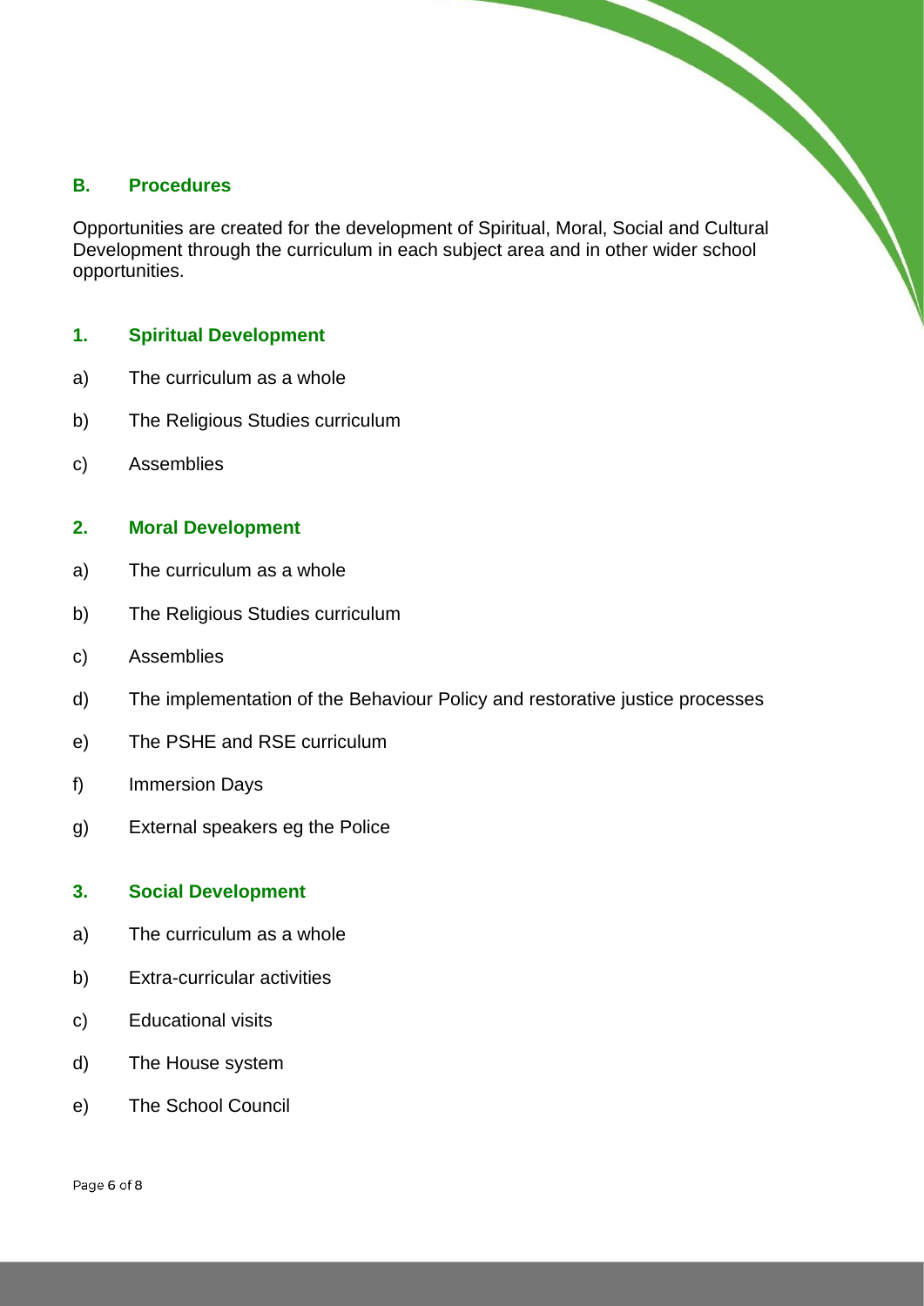## B. Procedures

Opportunities are created for the development of Spiritual, Moral, Social and Cultural Development through the curriculum in each subject area and in other wider school opportunities.

### 1. Spiritual Development

a) The curriculum as a whole

b) The Religious Studies curriculum

c) Assemblies

### 2. Moral Development

a) The curriculum as a whole

b) The Religious Studies curriculum

c) Assemblies

d) The implementation of the Behaviour Policy and restorative justice processes

e) The PSHE and RSE curriculum

f) Immersion Days

g) External speakers eg the Police

### 3. Social Development

a) The curriculum as a whole

b) Extra-curricular activities

c) Educational visits

d) The House system

e) The School Council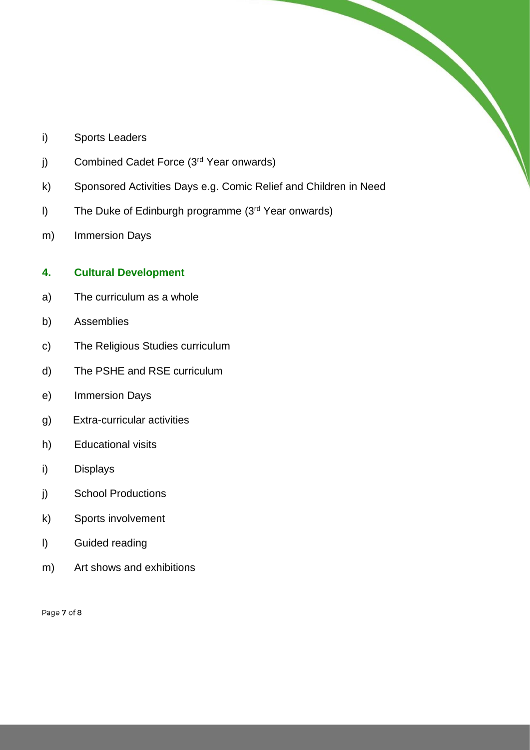i) Sports Leaders

j) Combined Cadet Force (3rd Year onwards)

k) Sponsored Activities Days e.g. Comic Relief and Children in Need

l) The Duke of Edinburgh programme (3rd Year onwards)

m) Immersion Days

## 4. Cultural Development

a) The curriculum as a whole

b) Assemblies

c) The Religious Studies curriculum

d) The PSHE and RSE curriculum

e) Immersion Days

g) Extra-curricular activities

h) Educational visits

i) Displays

j) School Productions

k) Sports involvement

l) Guided reading

m) Art shows and exhibitions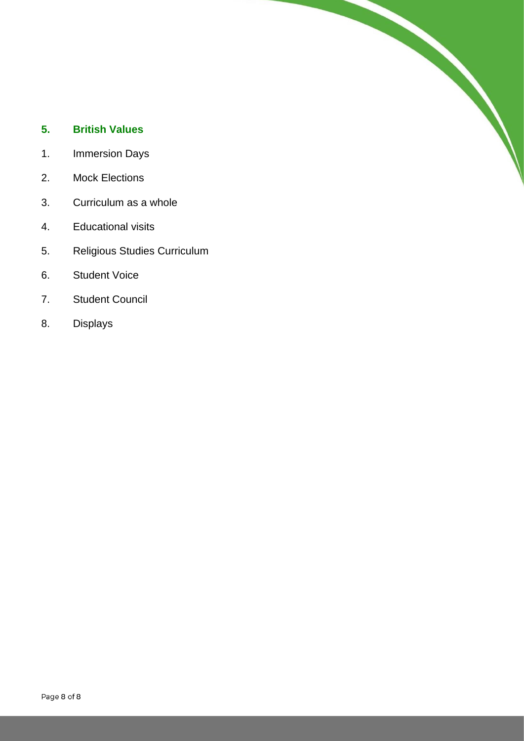## 5. British Values

1. Immersion Days
2. Mock Elections
3. Curriculum as a whole
4. Educational visits
5. Religious Studies Curriculum
6. Student Voice
7. Student Council
8. Displays